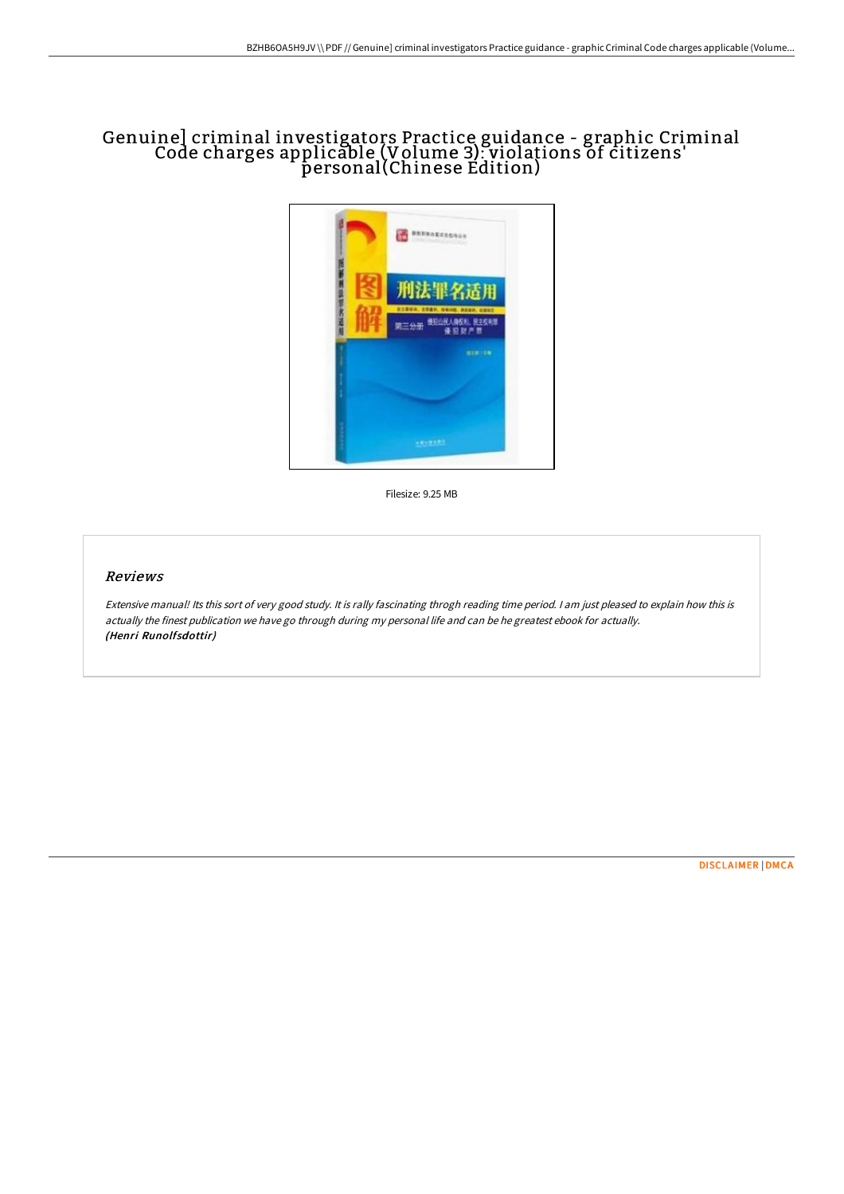# Genuine] criminal investigators Practice guidance - graphic Criminal Code charges applicable (Volume 3): violations of citizens' personal(Chinese Edition)

Filesize: 9.25 MB

## *Reviews*

*Extensive manual! Its this sort of very good study. It is rally fascinating throgh reading time period. I am just pleased to explain how this is actually the finest publication we have go through during my personal life and can be he greatest ebook for actually.*
***(Henri Runolfsdottir)***

DISCLAIMER | DMCA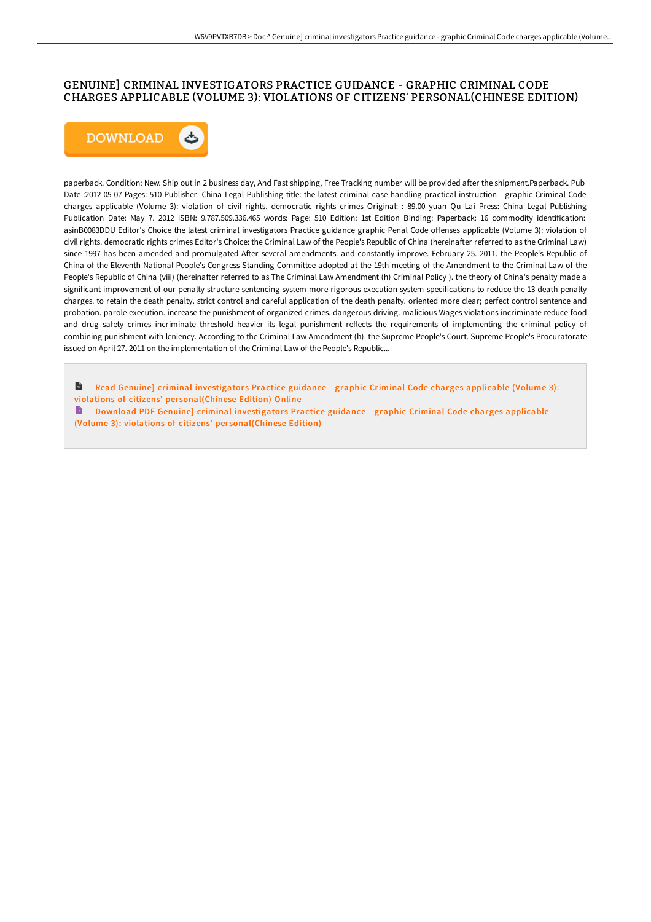# GENUINE] CRIMINAL INVESTIGATORS PRACTICE GUIDANCE - GRAPHIC CRIMINAL CODE CHARGES APPLICABLE (VOLUME 3): VIOLATIONS OF CITIZENS' PERSONAL(CHINESE EDITION)

DOWNLOAD

paperback. Condition: New. Ship out in 2 business day, And Fast shipping, Free Tracking number will be provided after the shipment.Paperback. Pub Date :2012-05-07 Pages: 510 Publisher: China Legal Publishing title: the latest criminal case handling practical instruction - graphic Criminal Code charges applicable (Volume 3): violation of civil rights. democratic rights crimes Original: : 89.00 yuan Qu Lai Press: China Legal Publishing Publication Date: May 7. 2012 ISBN: 9.787.509.336.465 words: Page: 510 Edition: 1st Edition Binding: Paperback: 16 commodity identification: asinB0083DDU Editor's Choice the latest criminal investigators Practice guidance graphic Penal Code offenses applicable (Volume 3): violation of civil rights. democratic rights crimes Editor's Choice: the Criminal Law of the People's Republic of China (hereinafter referred to as the Criminal Law) since 1997 has been amended and promulgated After several amendments. and constantly improve. February 25. 2011. the People's Republic of China of the Eleventh National People's Congress Standing Committee adopted at the 19th meeting of the Amendment to the Criminal Law of the People's Republic of China (viii) (hereinafter referred to as The Criminal Law Amendment (h) Criminal Policy ). the theory of China's penalty made a significant improvement of our penalty structure sentencing system more rigorous execution system specifications to reduce the 13 death penalty charges. to retain the death penalty. strict control and careful application of the death penalty. oriented more clear; perfect control sentence and probation. parole execution. increase the punishment of organized crimes. dangerous driving. malicious Wages violations incriminate reduce food and drug safety crimes incriminate threshold heavier its legal punishment reflects the requirements of implementing the criminal policy of combining punishment with leniency. According to the Criminal Law Amendment (h). the Supreme People's Court. Supreme People's Procuratorate issued on April 27. 2011 on the implementation of the Criminal Law of the People's Republic...

Read Genuine] criminal investigators Practice guidance - graphic Criminal Code charges applicable (Volume 3): violations of citizens' personal(Chinese Edition) Online

Download PDF Genuine] criminal investigators Practice guidance - graphic Criminal Code charges applicable (Volume 3): violations of citizens' personal(Chinese Edition)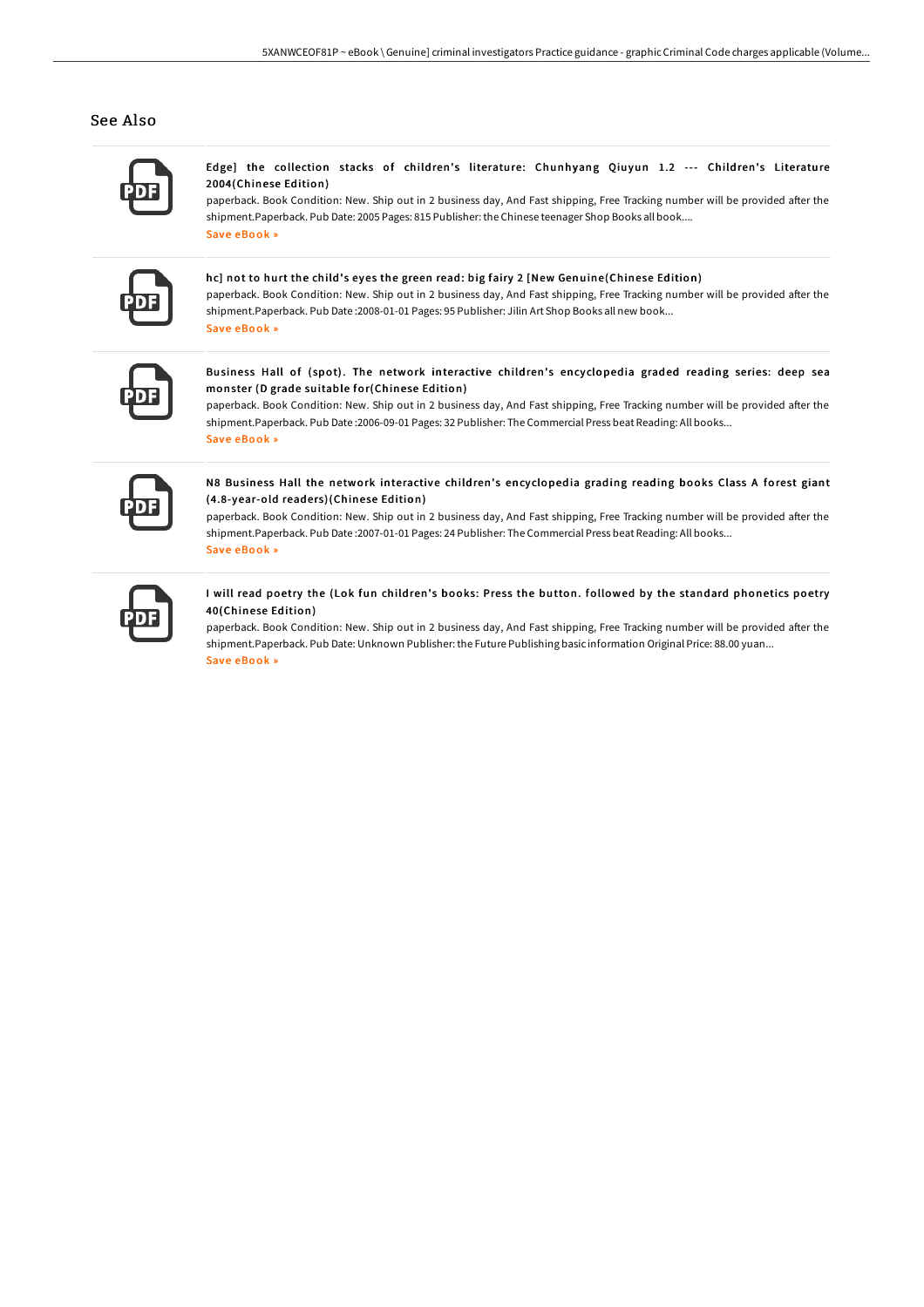## See Also

**Edge] the collection stacks of children's literature: Chunhyang Qiuyun 1.2 --- Children's Literature 2004(Chinese Edition)**

paperback. Book Condition: New. Ship out in 2 business day, And Fast shipping, Free Tracking number will be provided after the shipment.Paperback. Pub Date: 2005 Pages: 815 Publisher: the Chinese teenager Shop Books all book....

Save eBook »

**hc] not to hurt the child's eyes the green read: big fairy 2 [New Genuine(Chinese Edition)**

paperback. Book Condition: New. Ship out in 2 business day, And Fast shipping, Free Tracking number will be provided after the shipment.Paperback. Pub Date :2008-01-01 Pages: 95 Publisher: Jilin Art Shop Books all new book...

Save eBook »

**Business Hall of (spot). The network interactive children's encyclopedia graded reading series: deep sea monster (D grade suitable for(Chinese Edition)**

paperback. Book Condition: New. Ship out in 2 business day, And Fast shipping, Free Tracking number will be provided after the shipment.Paperback. Pub Date :2006-09-01 Pages: 32 Publisher: The Commercial Press beat Reading: All books...

Save eBook »

**N8 Business Hall the network interactive children's encyclopedia grading reading books Class A forest giant (4.8-year-old readers)(Chinese Edition)**

paperback. Book Condition: New. Ship out in 2 business day, And Fast shipping, Free Tracking number will be provided after the shipment.Paperback. Pub Date :2007-01-01 Pages: 24 Publisher: The Commercial Press beat Reading: All books...

Save eBook »

**I will read poetry the (Lok fun children's books: Press the button. followed by the standard phonetics poetry 40(Chinese Edition)**

paperback. Book Condition: New. Ship out in 2 business day, And Fast shipping, Free Tracking number will be provided after the shipment.Paperback. Pub Date: Unknown Publisher: the Future Publishing basic information Original Price: 88.00 yuan...

Save eBook »